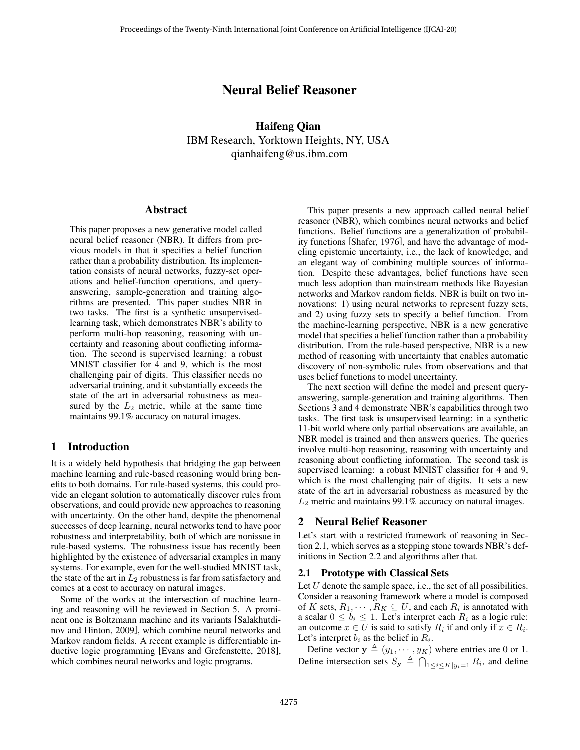# Neural Belief Reasoner

**Haifeng Qian**
IBM Research, Yorktown Heights, NY, USA
qianhaifeng@us.ibm.com

## Abstract

This paper proposes a new generative model called neural belief reasoner (NBR). It differs from previous models in that it specifies a belief function rather than a probability distribution. Its implementation consists of neural networks, fuzzy-set operations and belief-function operations, and query-answering, sample-generation and training algorithms are presented. This paper studies NBR in two tasks. The first is a synthetic unsupervised-learning task, which demonstrates NBR's ability to perform multi-hop reasoning, reasoning with uncertainty and reasoning about conflicting information. The second is supervised learning: a robust MNIST classifier for 4 and 9, which is the most challenging pair of digits. This classifier needs no adversarial training, and it substantially exceeds the state of the art in adversarial robustness as measured by the $L_2$ metric, while at the same time maintains 99.1% accuracy on natural images.

## 1 Introduction

It is a widely held hypothesis that bridging the gap between machine learning and rule-based reasoning would bring benefits to both domains. For rule-based systems, this could provide an elegant solution to automatically discover rules from observations, and could provide new approaches to reasoning with uncertainty. On the other hand, despite the phenomenal successes of deep learning, neural networks tend to have poor robustness and interpretability, both of which are nonissue in rule-based systems. The robustness issue has recently been highlighted by the existence of adversarial examples in many systems. For example, even for the well-studied MNIST task, the state of the art in $L_2$ robustness is far from satisfactory and comes at a cost to accuracy on natural images.

Some of the works at the intersection of machine learning and reasoning will be reviewed in Section 5. A prominent one is Boltzmann machine and its variants [Salakhutdinov and Hinton, 2009], which combine neural networks and Markov random fields. A recent example is differentiable inductive logic programming [Evans and Grefenstette, 2018], which combines neural networks and logic programs.

This paper presents a new approach called neural belief reasoner (NBR), which combines neural networks and belief functions. Belief functions are a generalization of probability functions [Shafer, 1976], and have the advantage of modeling epistemic uncertainty, i.e., the lack of knowledge, and an elegant way of combining multiple sources of information. Despite these advantages, belief functions have seen much less adoption than mainstream methods like Bayesian networks and Markov random fields. NBR is built on two innovations: 1) using neural networks to represent fuzzy sets, and 2) using fuzzy sets to specify a belief function. From the machine-learning perspective, NBR is a new generative model that specifies a belief function rather than a probability distribution. From the rule-based perspective, NBR is a new method of reasoning with uncertainty that enables automatic discovery of non-symbolic rules from observations and that uses belief functions to model uncertainty.

The next section will define the model and present query-answering, sample-generation and training algorithms. Then Sections 3 and 4 demonstrate NBR capabilities through two tasks. The first task is unsupervised learning: in a synthetic 11-bit world where only partial observations are available, an NBR model is trained and then answers queries. The queries involve multi-hop reasoning, reasoning with uncertainty and reasoning about conflicting information. The second task is supervised learning: a robust MNIST classifier for 4 and 9, which is the most challenging pair of digits. It sets a new state of the art in adversarial robustness as measured by the $L_2$ metric and maintains 99.1% accuracy on natural images.

## 2 Neural Belief Reasoner

Let's start with a restricted framework of reasoning in Section 2.1, which serves as a stepping stone towards NBR's definitions in Section 2.2 and algorithms after that.

### 2.1 Prototype with Classical Sets

Let $U$ denote the sample space, i.e., the set of all possibilities. Consider a reasoning framework where a model is composed of $K$ sets, $R_1, \cdots, R_K \subseteq U$, and each $R_i$ is annotated with a scalar $0 \leq b_i \leq 1$. Let's interpret each $R_i$ as a logic rule: an outcome $x \in U$ is said to satisfy $R_i$ if and only if $x \in R_i$. Let's interpret $b_i$ as the belief in $R_i$.

Define vector $\mathbf{y} \triangleq (y_1, \cdots, y_K)$ where entries are 0 or 1. Define intersection sets $S_{\mathbf{y}} \triangleq \bigcap_{1 \leq i \leq K | y_i = 1} R_i$, and define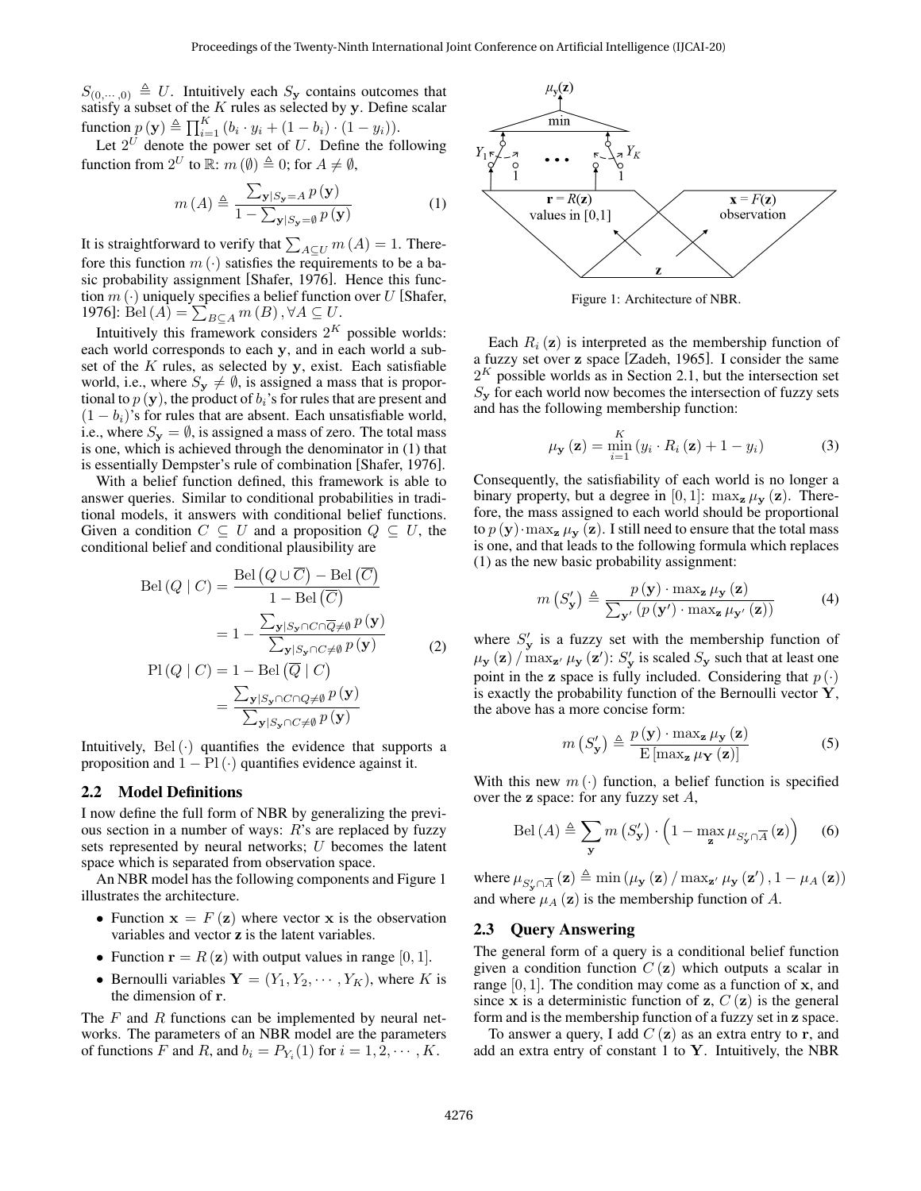$S_{(0,\cdots,0)} \triangleq U$. Intuitively each $S_{\mathbf{y}}$ contains outcomes that satisfy a subset of the $K$ rules as selected by $\mathbf{y}$. Define scalar function $p(\mathbf{y}) \triangleq \prod_{i=1}^{K} (b_i \cdot y_i + (1 - b_i) \cdot (1 - y_i))$.

Let $2^U$ denote the power set of $U$. Define the following function from $2^U$ to $\mathbb{R}$: $m(\emptyset) \triangleq 0$; for $A \neq \emptyset$,

$$m(A) \triangleq \frac{\sum_{\mathbf{y} | S_{\mathbf{y}} = A} p(\mathbf{y})}{1 - \sum_{\mathbf{y} | S_{\mathbf{y}} = \emptyset} p(\mathbf{y})} \tag{1}$$

It is straightforward to verify that $\sum_{A \subseteq U} m(A) = 1$. Therefore this function $m(\cdot)$ satisfies the requirements to be a basic probability assignment [Shafer, 1976]. Hence this function $m(\cdot)$ uniquely specifies a belief function over $U$ [Shafer, 1976]: $\mathrm{Bel}(A) = \sum_{B \subseteq A} m(B), \forall A \subseteq U$.

Intuitively this framework considers $2^K$ possible worlds: each world corresponds to each $\mathbf{y}$, and in each world a subset of the $K$ rules, as selected by $\mathbf{y}$, exist. Each satisfiable world, i.e., where $S_{\mathbf{y}} \neq \emptyset$, is assigned a mass that is proportional to $p(\mathbf{y})$, the product of $b_i$'s for rules that are present and $(1 - b_i)$'s for rules that are absent. Each unsatisfiable world, i.e., where $S_{\mathbf{y}} = \emptyset$, is assigned a mass of zero. The total mass is one, which is achieved through the denominator in (1) that is essentially Dempster's rule of combination [Shafer, 1976].

With a belief function defined, this framework is able to answer queries. Similar to conditional probabilities in traditional models, it answers with conditional belief functions. Given a condition $C \subseteq U$ and a proposition $Q \subseteq U$, the conditional belief and conditional plausibility are

$$\begin{aligned}
\mathrm{Bel}(Q \mid C) &= \frac{\mathrm{Bel}\left(Q \cup \overline{C}\right) - \mathrm{Bel}\left(\overline{C}\right)}{1 - \mathrm{Bel}\left(\overline{C}\right)} \\
&= 1 - \frac{\sum_{\mathbf{y} | S_{\mathbf{y}} \cap C \cap \overline{Q} \neq \emptyset} p(\mathbf{y})}{\sum_{\mathbf{y} | S_{\mathbf{y}} \cap C \neq \emptyset} p(\mathbf{y})} \\
\mathrm{Pl}(Q \mid C) &= 1 - \mathrm{Bel}\left(\overline{Q} \mid C\right) \\
&= \frac{\sum_{\mathbf{y} | S_{\mathbf{y}} \cap C \cap Q \neq \emptyset} p(\mathbf{y})}{\sum_{\mathbf{y} | S_{\mathbf{y}} \cap C \neq \emptyset} p(\mathbf{y})}
\end{aligned} \tag{2}$$

Intuitively, $\mathrm{Bel}(\cdot)$ quantifies the evidence that supports a proposition and $1 - \mathrm{Pl}(\cdot)$ quantifies evidence against it.

## 2.2 Model Definitions

I now define the full form of NBR by generalizing the previous section in a number of ways: $R$'s are replaced by fuzzy sets represented by neural networks; $U$ becomes the latent space which is separated from observation space.

An NBR model has the following components and Figure 1 illustrates the architecture.

- Function $\mathbf{x} = F(\mathbf{z})$ where vector $\mathbf{x}$ is the observation variables and vector $\mathbf{z}$ is the latent variables.
- Function $\mathbf{r} = R(\mathbf{z})$ with output values in range $[0, 1]$.
- Bernoulli variables $\mathbf{Y} = (Y_1, Y_2, \cdots, Y_K)$, where $K$ is the dimension of $\mathbf{r}$.

The $F$ and $R$ functions can be implemented by neural networks. The parameters of an NBR model are the parameters of functions $F$ and $R$, and $b_i = P_{Y_i}(1)$ for $i = 1, 2, \cdots, K$.

Figure 1: Architecture of NBR.

Each $R_i(\mathbf{z})$ is interpreted as the membership function of a fuzzy set over $\mathbf{z}$ space [Zadeh, 1965]. I consider the same $2^K$ possible worlds as in Section 2.1, but the intersection set $S_{\mathbf{y}}$ for each world now becomes the intersection of fuzzy sets and has the following membership function:

$$\mu_{\mathbf{y}}(\mathbf{z}) = \min_{i=1}^{K} (y_i \cdot R_i(\mathbf{z}) + 1 - y_i) \tag{3}$$

Consequently, the satisfiability of each world is no longer a binary property, but a degree in $[0, 1]$: $\max_{\mathbf{z}} \mu_{\mathbf{y}}(\mathbf{z})$. Therefore, the mass assigned to each world should be proportional to $p(\mathbf{y}) \cdot \max_{\mathbf{z}} \mu_{\mathbf{y}}(\mathbf{z})$. I still need to ensure that the total mass is one, and that leads to the following formula which replaces (1) as the new basic probability assignment:

$$m\left(S'_{\mathbf{y}}\right) \triangleq \frac{p(\mathbf{y}) \cdot \max_{\mathbf{z}} \mu_{\mathbf{y}}(\mathbf{z})}{\sum_{\mathbf{y}'} \left(p(\mathbf{y}') \cdot \max_{\mathbf{z}} \mu_{\mathbf{y}'}(\mathbf{z})\right)} \tag{4}$$

where $S'_{\mathbf{y}}$ is a fuzzy set with the membership function of $\mu_{\mathbf{y}}(\mathbf{z}) / \max_{\mathbf{z}'} \mu_{\mathbf{y}}(\mathbf{z}')$: $S'_{\mathbf{y}}$ is scaled $S_{\mathbf{y}}$ such that at least one point in the $\mathbf{z}$ space is fully included. Considering that $p(\cdot)$ is exactly the probability function of the Bernoulli vector $\mathbf{Y}$, the above has a more concise form:

$$m\left(S'_{\mathbf{y}}\right) \triangleq \frac{p(\mathbf{y}) \cdot \max_{\mathbf{z}} \mu_{\mathbf{y}}(\mathbf{z})}{\mathrm{E}\left[\max_{\mathbf{z}} \mu_{\mathbf{Y}}(\mathbf{z})\right]} \tag{5}$$

With this new $m(\cdot)$ function, a belief function is specified over the $\mathbf{z}$ space: for any fuzzy set $A$,

$$\mathrm{Bel}(A) \triangleq \sum_{\mathbf{y}} m\left(S'_{\mathbf{y}}\right) \cdot \left(1 - \max_{\mathbf{z}} \mu_{S'_{\mathbf{y}} \cap \overline{A}}(\mathbf{z})\right) \tag{6}$$

where $\mu_{S'_{\mathbf{y}} \cap \overline{A}}(\mathbf{z}) \triangleq \min\left(\mu_{\mathbf{y}}(\mathbf{z}) / \max_{\mathbf{z}'} \mu_{\mathbf{y}}(\mathbf{z}'), 1 - \mu_A(\mathbf{z})\right)$ and where $\mu_A(\mathbf{z})$ is the membership function of $A$.

## 2.3 Query Answering

The general form of a query is a conditional belief function given a condition function $C(\mathbf{z})$ which outputs a scalar in range $[0, 1]$. The condition may come as a function of $\mathbf{x}$, and since $\mathbf{x}$ is a deterministic function of $\mathbf{z}$, $C(\mathbf{z})$ is the general form and is the membership function of a fuzzy set in $\mathbf{z}$ space.

To answer a query, I add $C(\mathbf{z})$ as an extra entry to $\mathbf{r}$, and add an extra entry of constant 1 to $\mathbf{Y}$. Intuitively, the NBR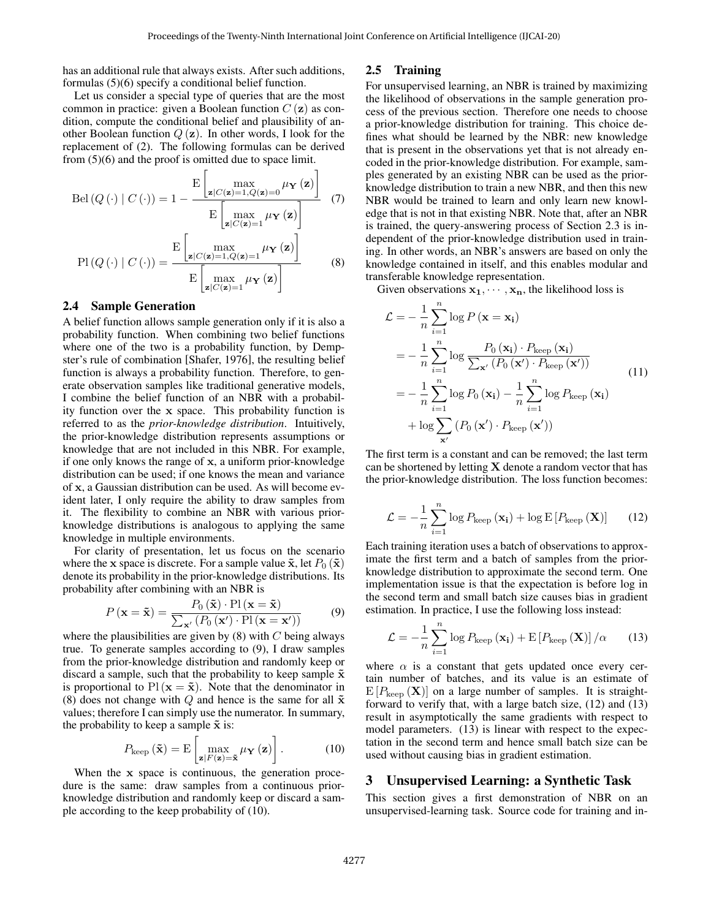has an additional rule that always exists. After such additions, formulas (5)(6) specify a conditional belief function.

Let us consider a special type of queries that are the most common in practice: given a Boolean function $C(\mathbf{z})$ as condition, compute the conditional belief and plausibility of another Boolean function $Q(\mathbf{z})$. In other words, I look for the replacement of (2). The following formulas can be derived from (5)(6) and the proof is omitted due to space limit.

$$\mathrm{Bel}\left(Q(\cdot) \mid C(\cdot)\right) = 1 - \frac{\mathrm{E}\left[\max\limits_{\mathbf{z} \mid C(\mathbf{z})=1, Q(\mathbf{z})=0} \mu_{\mathbf{Y}}(\mathbf{z})\right]}{\mathrm{E}\left[\max\limits_{\mathbf{z} \mid C(\mathbf{z})=1} \mu_{\mathbf{Y}}(\mathbf{z})\right]} \quad (7)$$

$$\mathrm{Pl}\left(Q(\cdot) \mid C(\cdot)\right) = \frac{\mathrm{E}\left[\max\limits_{\mathbf{z} \mid C(\mathbf{z})=1, Q(\mathbf{z})=1} \mu_{\mathbf{Y}}(\mathbf{z})\right]}{\mathrm{E}\left[\max\limits_{\mathbf{z} \mid C(\mathbf{z})=1} \mu_{\mathbf{Y}}(\mathbf{z})\right]} \quad (8)$$

### 2.4 Sample Generation

A belief function allows sample generation only if it is also a probability function. When combining two belief functions where one of the two is a probability function, by Dempster's rule of combination [Shafer, 1976], the resulting belief function is always a probability function. Therefore, to generate observation samples like traditional generative models, I combine the belief function of an NBR with a probability function over the $\mathbf{x}$ space. This probability function is referred to as the *prior-knowledge distribution*. Intuitively, the prior-knowledge distribution represents assumptions or knowledge that are not included in this NBR. For example, if one only knows the range of $\mathbf{x}$, a uniform prior-knowledge distribution can be used; if one knows the mean and variance of $\mathbf{x}$, a Gaussian distribution can be used. As will become evident later, I only require the ability to draw samples from it. The flexibility to combine an NBR with various prior-knowledge distributions is analogous to applying the same knowledge in multiple environments.

For clarity of presentation, let us focus on the scenario where the $\mathbf{x}$ space is discrete. For a sample value $\tilde{\mathbf{x}}$, let $P_0(\tilde{\mathbf{x}})$ denote its probability in the prior-knowledge distributions. Its probability after combining with an NBR is

$$P(\mathbf{x} = \tilde{\mathbf{x}}) = \frac{P_0(\tilde{\mathbf{x}}) \cdot \mathrm{Pl}(\mathbf{x} = \tilde{\mathbf{x}})}{\sum_{\mathbf{x}'} \left(P_0(\mathbf{x}') \cdot \mathrm{Pl}(\mathbf{x} = \mathbf{x}')\right)} \quad (9)$$

where the plausibilities are given by (8) with $C$ being always true. To generate samples according to (9), I draw samples from the prior-knowledge distribution and randomly keep or discard a sample, such that the probability to keep sample $\tilde{\mathbf{x}}$ is proportional to $\mathrm{Pl}(\mathbf{x} = \tilde{\mathbf{x}})$. Note that the denominator in (8) does not change with $Q$ and hence is the same for all $\tilde{\mathbf{x}}$ values; therefore I can simply use the numerator. In summary, the probability to keep a sample $\tilde{\mathbf{x}}$ is:

$$P_{\mathrm{keep}}(\tilde{\mathbf{x}}) = \mathrm{E}\left[\max_{\mathbf{z} \mid F(\mathbf{z}) = \tilde{\mathbf{x}}} \mu_{\mathbf{Y}}(\mathbf{z})\right]. \quad (10)$$

When the $\mathbf{x}$ space is continuous, the generation procedure is the same: draw samples from a continuous prior-knowledge distribution and randomly keep or discard a sample according to the keep probability of (10).

### 2.5 Training

For unsupervised learning, an NBR is trained by maximizing the likelihood of observations in the sample generation process of the previous section. Therefore one needs to choose a prior-knowledge distribution for training. This choice defines what should be learned by the NBR: new knowledge that is present in the observations yet that is not already encoded in the prior-knowledge distribution. For example, samples generated by an existing NBR can be used as the prior-knowledge distribution to train a new NBR, and then this new NBR would be trained to learn and only learn new knowledge that is not in that existing NBR. Note that, after an NBR is trained, the query-answering process of Section 2.3 is independent of the prior-knowledge distribution used in training. In other words, an NBR's answers are based on only the knowledge contained in itself, and this enables modular and transferable knowledge representation.

Given observations $\mathbf{x_1}, \cdots, \mathbf{x_n}$, the likelihood loss is

$$\begin{aligned}
\mathcal{L} &= -\frac{1}{n}\sum_{i=1}^{n} \log P(\mathbf{x} = \mathbf{x_i}) \\
&= -\frac{1}{n}\sum_{i=1}^{n} \log \frac{P_0(\mathbf{x_i}) \cdot P_{\mathrm{keep}}(\mathbf{x_i})}{\sum_{\mathbf{x}'}\left(P_0(\mathbf{x}') \cdot P_{\mathrm{keep}}(\mathbf{x}')\right)} \\
&= -\frac{1}{n}\sum_{i=1}^{n} \log P_0(\mathbf{x_i}) - \frac{1}{n}\sum_{i=1}^{n} \log P_{\mathrm{keep}}(\mathbf{x_i}) \\
&\quad + \log \sum_{\mathbf{x}'}\left(P_0(\mathbf{x}') \cdot P_{\mathrm{keep}}(\mathbf{x}')\right)
\end{aligned} \quad (11)$$

The first term is a constant and can be removed; the last term can be shortened by letting $\mathbf{X}$ denote a random vector that has the prior-knowledge distribution. The loss function becomes:

$$\mathcal{L} = -\frac{1}{n}\sum_{i=1}^{n} \log P_{\mathrm{keep}}(\mathbf{x_i}) + \log \mathrm{E}\left[P_{\mathrm{keep}}(\mathbf{X})\right] \quad (12)$$

Each training iteration uses a batch of observations to approximate the first term and a batch of samples from the prior-knowledge distribution to approximate the second term. One implementation issue is that the expectation is before log in the second term and small batch size causes bias in gradient estimation. In practice, I use the following loss instead:

$$\mathcal{L} = -\frac{1}{n}\sum_{i=1}^{n} \log P_{\mathrm{keep}}(\mathbf{x_i}) + \mathrm{E}\left[P_{\mathrm{keep}}(\mathbf{X})\right]/\alpha \quad (13)$$

where $\alpha$ is a constant that gets updated once every certain number of batches, and its value is an estimate of $\mathrm{E}\left[P_{\mathrm{keep}}(\mathbf{X})\right]$ on a large number of samples. It is straightforward to verify that, with a large batch size, (12) and (13) result in asymptotically the same gradients with respect to model parameters. (13) is linear with respect to the expectation in the second term and hence small batch size can be used without causing bias in gradient estimation.

## 3 Unsupervised Learning: a Synthetic Task

This section gives a first demonstration of NBR on an unsupervised-learning task. Source code for training and in-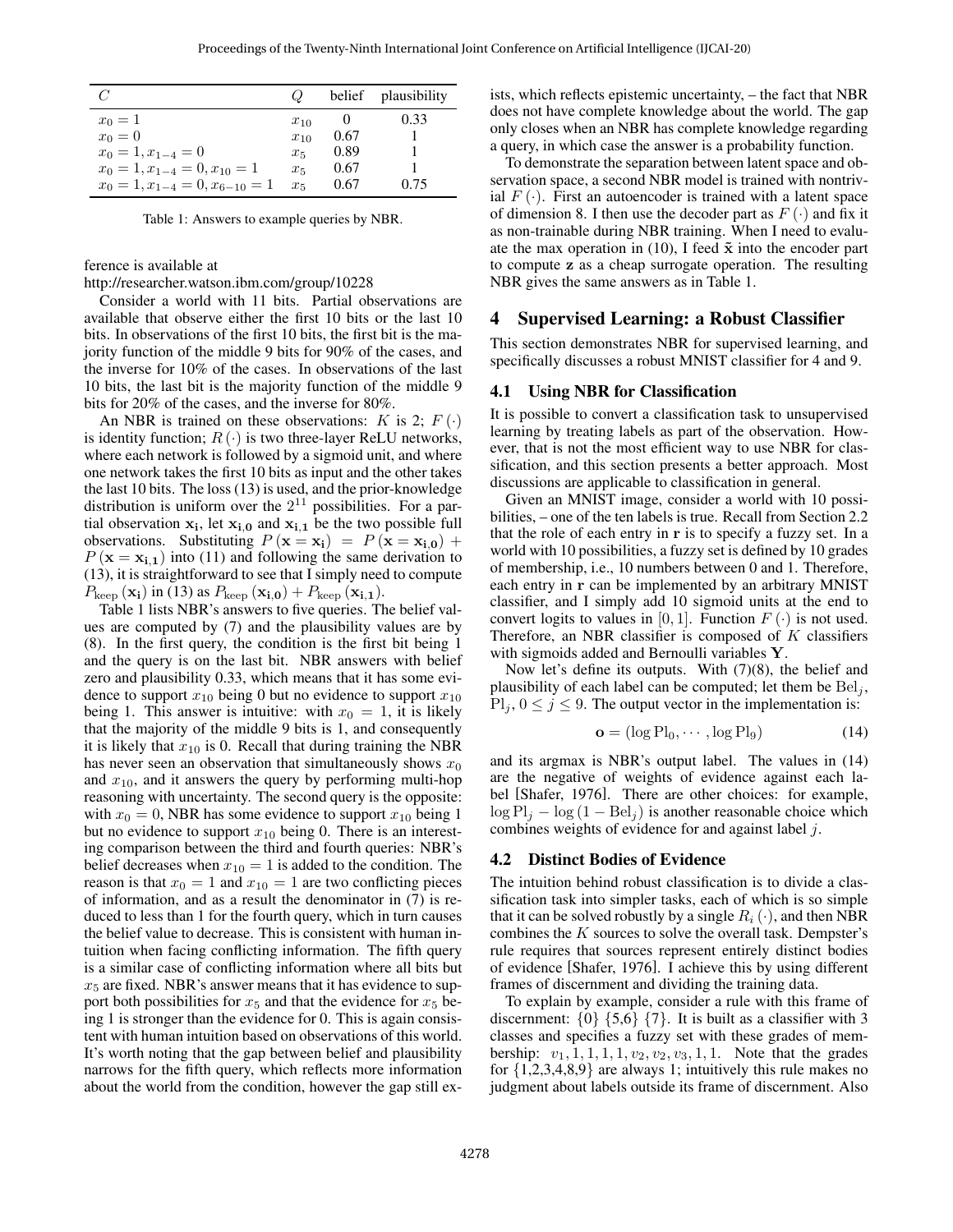| $C$ | $Q$ | belief | plausibility |
|---|---|---|---|
| $x_0 = 1$ | $x_{10}$ | 0 | 0.33 |
| $x_0 = 0$ | $x_{10}$ | 0.67 | 1 |
| $x_0 = 1, x_{1-4} = 0$ | $x_5$ | 0.89 | 1 |
| $x_0 = 1, x_{1-4} = 0, x_{10} = 1$ | $x_5$ | 0.67 | 1 |
| $x_0 = 1, x_{1-4} = 0, x_{6-10} = 1$ | $x_5$ | 0.67 | 0.75 |

Table 1: Answers to example queries by NBR.

ference is available at http://researcher.watson.ibm.com/group/10228

Consider a world with 11 bits. Partial observations are available that observe either the first 10 bits or the last 10 bits. In observations of the first 10 bits, the first bit is the majority function of the middle 9 bits for 90% of the cases, and the inverse for 10% of the cases. In observations of the last 10 bits, the last bit is the majority function of the middle 9 bits for 20% of the cases, and the inverse for 80%.

An NBR is trained on these observations: $K$ is 2; $F(\cdot)$ is identity function; $R(\cdot)$ is two three-layer ReLU networks, where each network is followed by a sigmoid unit, and where one network takes the first 10 bits as input and the other takes the last 10 bits. The loss (13) is used, and the prior-knowledge distribution is uniform over the $2^{11}$ possibilities. For a partial observation $\mathbf{x_i}$, let $\mathbf{x_{i,0}}$ and $\mathbf{x_{i,1}}$ be the two possible full observations. Substituting $P(\mathbf{x} = \mathbf{x_i}) = P(\mathbf{x} = \mathbf{x_{i,0}}) + P(\mathbf{x} = \mathbf{x_{i,1}})$ into (11) and following the same derivation to (13), it is straightforward to see that I simply need to compute $P_{\text{keep}}(\mathbf{x_i})$ in (13) as $P_{\text{keep}}(\mathbf{x_{i,0}}) + P_{\text{keep}}(\mathbf{x_{i,1}})$.

Table 1 lists NBR's answers to five queries. The belief values are computed by (7) and the plausibility values are by (8). In the first query, the condition is the first bit being 1 and the query is on the last bit. NBR answers with belief zero and plausibility 0.33, which means that it has some evidence to support $x_{10}$ being 0 but no evidence to support $x_{10}$ being 1. This answer is intuitive: with $x_0 = 1$, it is likely that the majority of the middle 9 bits is 1, and consequently it is likely that $x_{10}$ is 0. Recall that during training the NBR has never seen an observation that simultaneously shows $x_0$ and $x_{10}$, and it answers the query by performing multi-hop reasoning with uncertainty. The second query is the opposite: with $x_0 = 0$, NBR has some evidence to support $x_{10}$ being 1 but no evidence to support $x_{10}$ being 0. There is an interesting comparison between the third and fourth queries: NBR's belief decreases when $x_{10} = 1$ is added to the condition. The reason is that $x_0 = 1$ and $x_{10} = 1$ are two conflicting pieces of information, and as a result the denominator in (7) is reduced to less than 1 for the fourth query, which in turn causes the belief value to decrease. This is consistent with human intuition when facing conflicting information. The fifth query is a similar case of conflicting information where all bits but $x_5$ are fixed. NBR's answer means that it has evidence to support both possibilities for $x_5$ and that the evidence for $x_5$ being 1 is stronger than the evidence for 0. This is again consistent with human intuition based on observations of this world. It's worth noting that the gap between belief and plausibility narrows for the fifth query, which reflects more information about the world from the condition, however the gap still exists, which reflects epistemic uncertainty, – the fact that NBR does not have complete knowledge about the world. The gap only closes when an NBR has complete knowledge regarding a query, in which case the answer is a probability function.

To demonstrate the separation between latent space and observation space, a second NBR model is trained with nontrivial $F(\cdot)$. First an autoencoder is trained with a latent space of dimension 8. I then use the decoder part as $F(\cdot)$ and fix it as non-trainable during NBR training. When I need to evaluate the max operation in (10), I feed $\tilde{\mathbf{x}}$ into the encoder part to compute $\mathbf{z}$ as a cheap surrogate operation. The resulting NBR gives the same answers as in Table 1.

## 4 Supervised Learning: a Robust Classifier

This section demonstrates NBR for supervised learning, and specifically discusses a robust MNIST classifier for 4 and 9.

### 4.1 Using NBR for Classification

It is possible to convert a classification task to unsupervised learning by treating labels as part of the observation. However, that is not the most efficient way to use NBR for classification, and this section presents a better approach. Most discussions are applicable to classification in general.

Given an MNIST image, consider a world with 10 possibilities, – one of the ten labels is true. Recall from Section 2.2 that the role of each entry in $\mathbf{r}$ is to specify a fuzzy set. In a world with 10 possibilities, a fuzzy set is defined by 10 grades of membership, i.e., 10 numbers between 0 and 1. Therefore, each entry in $\mathbf{r}$ can be implemented by an arbitrary MNIST classifier, and I simply add 10 sigmoid units at the end to convert logits to values in $[0, 1]$. Function $F(\cdot)$ is not used. Therefore, an NBR classifier is composed of $K$ classifiers with sigmoids added and Bernoulli variables $\mathbf{Y}$.

Now let's define its outputs. With (7)(8), the belief and plausibility of each label can be computed; let them be $\text{Bel}_j$, $\text{Pl}_j$, $0 \leq j \leq 9$. The output vector in the implementation is:

$$\mathbf{o} = (\log \text{Pl}_0, \cdots, \log \text{Pl}_9) \tag{14}$$

and its argmax is NBR's output label. The values in (14) are the negative of weights of evidence against each label [Shafer, 1976]. There are other choices: for example, $\log \text{Pl}_j - \log(1 - \text{Bel}_j)$ is another reasonable choice which combines weights of evidence for and against label $j$.

### 4.2 Distinct Bodies of Evidence

The intuition behind robust classification is to divide a classification task into simpler tasks, each of which is so simple that it can be solved robustly by a single $R_i(\cdot)$, and then NBR combines the $K$ sources to solve the overall task. Dempster's rule requires that sources represent entirely distinct bodies of evidence [Shafer, 1976]. I achieve this by using different frames of discernment and dividing the training data.

To explain by example, consider a rule with this frame of discernment: {0} {5,6} {7}. It is built as a classifier with 3 classes and specifies a fuzzy set with these grades of membership: $v_1, 1, 1, 1, 1, v_2, v_2, v_3, 1, 1$. Note that the grades for {1,2,3,4,8,9} are always 1; intuitively this rule makes no judgment about labels outside its frame of discernment. Also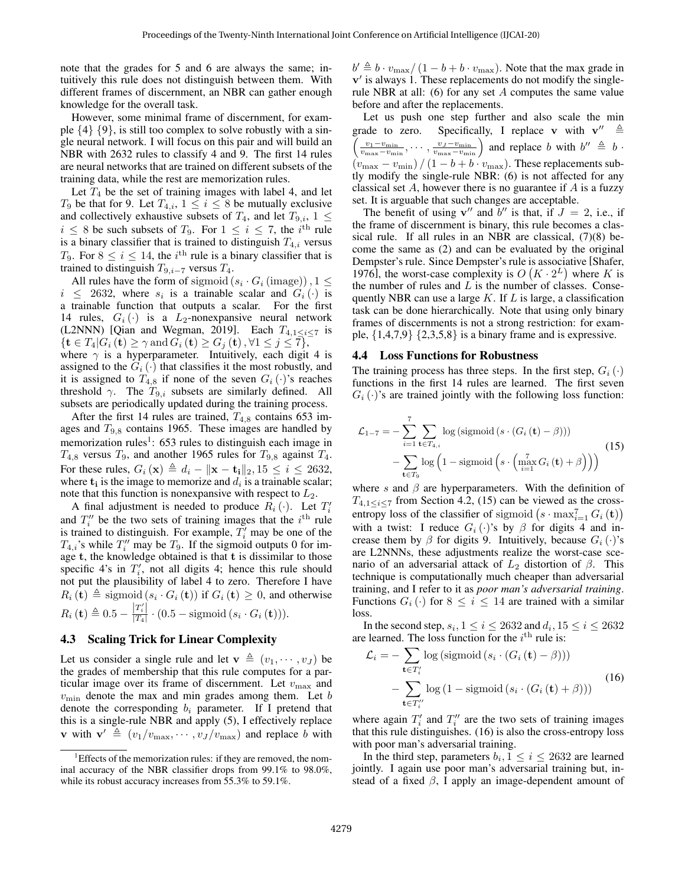note that the grades for 5 and 6 are always the same; intuitively this rule does not distinguish between them. With different frames of discernment, an NBR can gather enough knowledge for the overall task.

However, some minimal frame of discernment, for example {4} {9}, is still too complex to solve robustly with a single neural network. I will focus on this pair and will build an NBR with 2632 rules to classify 4 and 9. The first 14 rules are neural networks that are trained on different subsets of the training data, while the rest are memorization rules.

Let $T_4$ be the set of training images with label 4, and let $T_9$ be that for 9. Let $T_{4,i}$, $1 \le i \le 8$ be mutually exclusive and collectively exhaustive subsets of $T_4$, and let $T_{9,i}$, $1 \le i \le 8$ be such subsets of $T_9$. For $1 \le i \le 7$, the $i^{\text{th}}$ rule is a binary classifier that is trained to distinguish $T_{4,i}$ versus $T_9$. For $8 \le i \le 14$, the $i^{\text{th}}$ rule is a binary classifier that is trained to distinguish $T_{9,i-7}$ versus $T_4$.

All rules have the form of $\text{sigmoid}\left(s_i \cdot G_i\left(\text{image}\right)\right), 1 \le i \le 2632$, where $s_i$ is a trainable scalar and $G_i\left(\cdot\right)$ is a trainable function that outputs a scalar. For the first 14 rules, $G_i\left(\cdot\right)$ is a $L_2$-nonexpansive neural network (L2NNN) [Qian and Wegman, 2019]. Each $T_{4,1 \le i \le 7}$ is $\{\mathbf{t} \in T_4 | G_i\left(\mathbf{t}\right) \ge \gamma \text{ and } G_i\left(\mathbf{t}\right) \ge G_j\left(\mathbf{t}\right), \forall 1 \le j \le 7\}$, where $\gamma$ is a hyperparameter. Intuitively, each digit 4 is assigned to the $G_i\left(\cdot\right)$ that classifies it the most robustly, and it is assigned to $T_{4,8}$ if none of the seven $G_i\left(\cdot\right)$'s reaches threshold $\gamma$. The $T_{9,i}$ subsets are similarly defined. All subsets are periodically updated during the training process.

After the first 14 rules are trained, $T_{4,8}$ contains 653 images and $T_{9,8}$ contains 1965. These images are handled by memorization rules[1]: 653 rules to distinguish each image in $T_{4,8}$ versus $T_9$, and another 1965 rules for $T_{9,8}$ against $T_4$. For these rules, $G_i\left(\mathbf{x}\right) \triangleq d_i - \|\mathbf{x} - \mathbf{t_i}\|_2, 15 \le i \le 2632$, where $\mathbf{t_i}$ is the image to memorize and $d_i$ is a trainable scalar; note that this function is nonexpansive with respect to $L_2$.

A final adjustment is needed to produce $R_i\left(\cdot\right)$. Let $T_i'$ and $T_i''$ be the two sets of training images that the $i^{\text{th}}$ rule is trained to distinguish. For example, $T_i'$ may be one of the $T_{4,i}$'s while $T_i''$ may be $T_9$. If the sigmoid outputs 0 for image $\mathbf{t}$, the knowledge obtained is that $\mathbf{t}$ is dissimilar to those specific 4's in $T_i'$, not all digits 4; hence this rule should not put the plausibility of label 4 to zero. Therefore I have $R_i\left(\mathbf{t}\right) \triangleq \text{sigmoid}\left(s_i \cdot G_i\left(\mathbf{t}\right)\right)$ if $G_i\left(\mathbf{t}\right) \ge 0$, and otherwise $R_i\left(\mathbf{t}\right) \triangleq 0.5 - \frac{|T_i'|}{|T_4|} \cdot \left(0.5 - \text{sigmoid}\left(s_i \cdot G_i\left(\mathbf{t}\right)\right)\right)$.

### 4.3 Scaling Trick for Linear Complexity

Let us consider a single rule and let $\mathbf{v} \triangleq \left(v_1, \cdots, v_J\right)$ be the grades of membership that this rule computes for a particular image over its frame of discernment. Let $v_{\max}$ and $v_{\min}$ denote the max and min grades among them. Let $b$ denote the corresponding $b_i$ parameter. If I pretend that this is a single-rule NBR and apply (5), I effectively replace $\mathbf{v}$ with $\mathbf{v}' \triangleq \left(v_1/v_{\max}, \cdots, v_J/v_{\max}\right)$ and replace $b$ with $b' \triangleq b \cdot v_{\max} / \left(1 - b + b \cdot v_{\max}\right)$. Note that the max grade in $\mathbf{v}'$ is always 1. These replacements do not modify the single-rule NBR at all: (6) for any set $A$ computes the same value before and after the replacements.

Let us push one step further and also scale the min grade to zero. Specifically, I replace $\mathbf{v}$ with $\mathbf{v}'' \triangleq \left(\frac{v_1 - v_{\min}}{v_{\max} - v_{\min}}, \cdots, \frac{v_J - v_{\min}}{v_{\max} - v_{\min}}\right)$ and replace $b$ with $b'' \triangleq b \cdot \left(v_{\max} - v_{\min}\right) / \left(1 - b + b \cdot v_{\max}\right)$. These replacements subtly modify the single-rule NBR: (6) is not affected for any classical set $A$, however there is no guarantee if $A$ is a fuzzy set. It is arguable that such changes are acceptable.

The benefit of using $\mathbf{v}''$ and $b''$ is that, if $J = 2$, i.e., if the frame of discernment is binary, this rule becomes a classical rule. If all rules in an NBR are classical, (7)(8) become the same as (2) and can be evaluated by the original Dempster's rule. Since Dempster's rule is associative [Shafer, 1976], the worst-case complexity is $O\left(K \cdot 2^L\right)$ where $K$ is the number of rules and $L$ is the number of classes. Consequently NBR can use a large $K$. If $L$ is large, a classification task can be done hierarchically. Note that using only binary frames of discernments is not a strong restriction: for example, {1,4,7,9} {2,3,5,8} is a binary frame and is expressive.

### 4.4 Loss Functions for Robustness

The training process has three steps. In the first step, $G_i\left(\cdot\right)$ functions in the first 14 rules are learned. The first seven $G_i\left(\cdot\right)$'s are trained jointly with the following loss function:

$$\mathcal{L}_{1-7} = -\sum_{i=1}^{7} \sum_{\mathbf{t} \in T_{4,i}} \log\left(\text{sigmoid}\left(s \cdot \left(G_i\left(\mathbf{t}\right) - \beta\right)\right)\right) - \sum_{\mathbf{t} \in T_9} \log\left(1 - \text{sigmoid}\left(s \cdot \left(\max_{i=1}^{7} G_i\left(\mathbf{t}\right) + \beta\right)\right)\right) \tag{15}$$

where $s$ and $\beta$ are hyperparameters. With the definition of $T_{4,1 \le i \le 7}$ from Section 4.2, (15) can be viewed as the cross-entropy loss of the classifier of $\text{sigmoid}\left(s \cdot \max_{i=1}^{7} G_i\left(\mathbf{t}\right)\right)$ with a twist: I reduce $G_i\left(\cdot\right)$'s by $\beta$ for digits 4 and increase them by $\beta$ for digits 9. Intuitively, because $G_i\left(\cdot\right)$'s are L2NNNs, these adjustments realize the worst-case scenario of an adversarial attack of $L_2$ distortion of $\beta$. This technique is computationally much cheaper than adversarial training, and I refer to it as *poor man's adversarial training*. Functions $G_i\left(\cdot\right)$ for $8 \le i \le 14$ are trained with a similar loss.

In the second step, $s_i, 1 \le i \le 2632$ and $d_i, 15 \le i \le 2632$ are learned. The loss function for the $i^{\text{th}}$ rule is:

$$\mathcal{L}_i = -\sum_{\mathbf{t} \in T_i'} \log\left(\text{sigmoid}\left(s_i \cdot \left(G_i\left(\mathbf{t}\right) - \beta\right)\right)\right) - \sum_{\mathbf{t} \in T_i''} \log\left(1 - \text{sigmoid}\left(s_i \cdot \left(G_i\left(\mathbf{t}\right) + \beta\right)\right)\right) \tag{16}$$

where again $T_i'$ and $T_i''$ are the two sets of training images that this rule distinguishes. (16) is also the cross-entropy loss with poor man's adversarial training.

In the third step, parameters $b_i, 1 \le i \le 2632$ are learned jointly. I again use poor man's adversarial training but, instead of a fixed $\beta$, I apply an image-dependent amount of

[1] Effects of the memorization rules: if they are removed, the nominal accuracy of the NBR classifier drops from 99.1% to 98.0%, while its robust accuracy increases from 55.3% to 59.1%.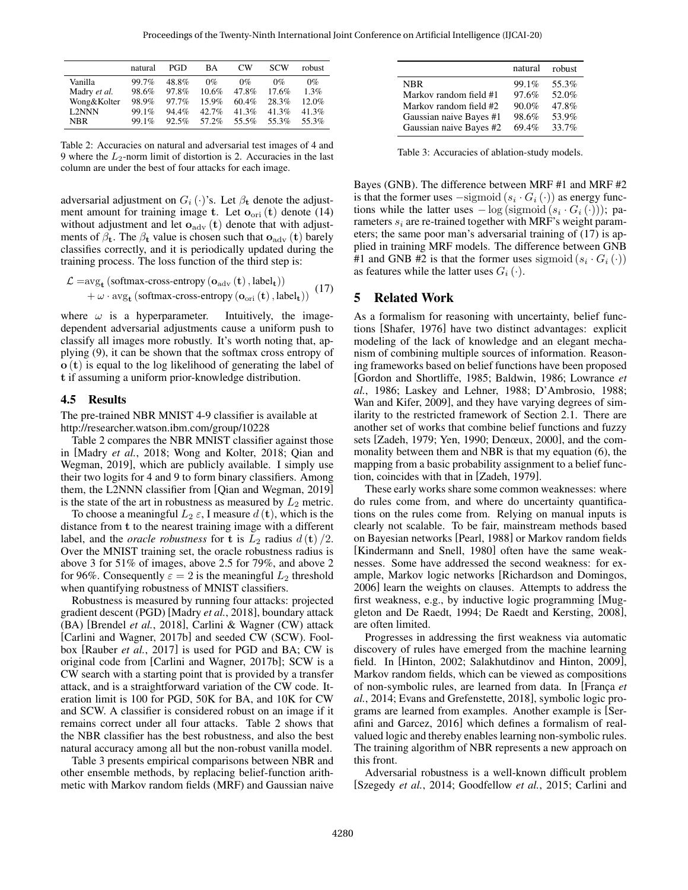|  | natural | PGD | BA | CW | SCW | robust |
| --- | --- | --- | --- | --- | --- | --- |
| Vanilla | 99.7% | 48.8% | 0% | 0% | 0% | 0% |
| Madry *et al.* | 98.6% | 97.8% | 10.6% | 47.8% | 17.6% | 1.3% |
| Wong&Kolter | 98.9% | 97.7% | 15.9% | 60.4% | 28.3% | 12.0% |
| L2NNN | 99.1% | 94.4% | 42.7% | 41.3% | 41.3% | 41.3% |
| NBR | 99.1% | 92.5% | 57.2% | 55.5% | 55.3% | 55.3% |

Table 2: Accuracies on natural and adversarial test images of 4 and 9 where the $L_2$-norm limit of distortion is 2. Accuracies in the last column are under the best of four attacks for each image.

adversarial adjustment on $G_i(\cdot)$'s. Let $\beta_{\mathbf{t}}$ denote the adjustment amount for training image $\mathbf{t}$. Let $\mathbf{o}_{\mathrm{ori}}(\mathbf{t})$ denote (14) without adjustment and let $\mathbf{o}_{\mathrm{adv}}(\mathbf{t})$ denote that with adjustments of $\beta_{\mathbf{t}}$. The $\beta_{\mathbf{t}}$ value is chosen such that $\mathbf{o}_{\mathrm{adv}}(\mathbf{t})$ barely classifies correctly, and it is periodically updated during the training process. The loss function of the third step is:

$$\begin{aligned}\mathcal{L} = &\mathrm{avg}_{\mathbf{t}}\left(\text{softmax-cross-entropy}\left(\mathbf{o}_{\mathrm{adv}}(\mathbf{t}), \mathrm{label}_{\mathbf{t}}\right)\right) \\ &+ \omega \cdot \mathrm{avg}_{\mathbf{t}}\left(\text{softmax-cross-entropy}\left(\mathbf{o}_{\mathrm{ori}}(\mathbf{t}), \mathrm{label}_{\mathbf{t}}\right)\right)\end{aligned} \quad (17)$$

where $\omega$ is a hyperparameter. Intuitively, the image-dependent adversarial adjustments cause a uniform push to classify all images more robustly. It's worth noting that, applying (9), it can be shown that the softmax cross entropy of $\mathbf{o}(\mathbf{t})$ is equal to the log likelihood of generating the label of $\mathbf{t}$ if assuming a uniform prior-knowledge distribution.

### 4.5 Results

The pre-trained NBR MNIST 4-9 classifier is available at http://researcher.watson.ibm.com/group/10228

Table 2 compares the NBR MNIST classifier against those in [Madry *et al.*, 2018; Wong and Kolter, 2018; Qian and Wegman, 2019], which are publicly available. I simply use their two logits for 4 and 9 to form binary classifiers. Among them, the L2NNN classifier from [Qian and Wegman, 2019] is the state of the art in robustness as measured by $L_2$ metric.

To choose a meaningful $L_2$ $\varepsilon$, I measure $d(\mathbf{t})$, which is the distance from $\mathbf{t}$ to the nearest training image with a different label, and the *oracle robustness* for $\mathbf{t}$ is $L_2$ radius $d(\mathbf{t})/2$. Over the MNIST training set, the oracle robustness radius is above 3 for 51% of images, above 2.5 for 79%, and above 2 for 96%. Consequently $\varepsilon = 2$ is the meaningful $L_2$ threshold when quantifying robustness of MNIST classifiers.

Robustness is measured by running four attacks: projected gradient descent (PGD) [Madry *et al.*, 2018], boundary attack (BA) [Brendel *et al.*, 2018], Carlini & Wagner (CW) attack [Carlini and Wagner, 2017b] and seeded CW (SCW). Foolbox [Rauber *et al.*, 2017] is used for PGD and BA; CW is original code from [Carlini and Wagner, 2017b]; SCW is a CW search with a starting point that is provided by a transfer attack, and is a straightforward variation of the CW code. Iteration limit is 100 for PGD, 50K for BA, and 10K for CW and SCW. A classifier is considered robust on an image if it remains correct under all four attacks. Table 2 shows that the NBR classifier has the best robustness, and also the best natural accuracy among all but the non-robust vanilla model.

Table 3 presents empirical comparisons between NBR and other ensemble methods, by replacing belief-function arithmetic with Markov random fields (MRF) and Gaussian naive Bayes (GNB). The difference between MRF #1 and MRF #2 is that the former uses $-\mathrm{sigmoid}(s_i \cdot G_i(\cdot))$ as energy functions while the latter uses $-\log(\mathrm{sigmoid}(s_i \cdot G_i(\cdot)))$; parameters $s_i$ are re-trained together with MRF's weight parameters; the same poor man's adversarial training of (17) is applied in training MRF models. The difference between GNB #1 and GNB #2 is that the former uses $\mathrm{sigmoid}(s_i \cdot G_i(\cdot))$ as features while the latter uses $G_i(\cdot)$.

|  | natural | robust |
| --- | --- | --- |
| NBR | 99.1% | 55.3% |
| Markov random field #1 | 97.6% | 52.0% |
| Markov random field #2 | 90.0% | 47.8% |
| Gaussian naive Bayes #1 | 98.6% | 53.9% |
| Gaussian naive Bayes #2 | 69.4% | 33.7% |

Table 3: Accuracies of ablation-study models.

## 5 Related Work

As a formalism for reasoning with uncertainty, belief functions [Shafer, 1976] have two distinct advantages: explicit modeling of the lack of knowledge and an elegant mechanism of combining multiple sources of information. Reasoning frameworks based on belief functions have been proposed [Gordon and Shortliffe, 1985; Baldwin, 1986; Lowrance *et al.*, 1986; Laskey and Lehner, 1988; D'Ambrosio, 1988; Wan and Kifer, 2009], and they have varying degrees of similarity to the restricted framework of Section 2.1. There are another set of works that combine belief functions and fuzzy sets [Zadeh, 1979; Yen, 1990; Denœux, 2000], and the commonality between them and NBR is that my equation (6), the mapping from a basic probability assignment to a belief function, coincides with that in [Zadeh, 1979].

These early works share some common weaknesses: where do rules come from, and where do uncertainty quantifications on the rules come from. Relying on manual inputs is clearly not scalable. To be fair, mainstream methods based on Bayesian networks [Pearl, 1988] or Markov random fields [Kindermann and Snell, 1980] often have the same weaknesses. Some have addressed the second weakness: for example, Markov logic networks [Richardson and Domingos, 2006] learn the weights on clauses. Attempts to address the first weakness, e.g., by inductive logic programming [Muggleton and De Raedt, 1994; De Raedt and Kersting, 2008], are often limited.

Progresses in addressing the first weakness via automatic discovery of rules have emerged from the machine learning field. In [Hinton, 2002; Salakhutdinov and Hinton, 2009], Markov random fields, which can be viewed as compositions of non-symbolic rules, are learned from data. In [França *et al.*, 2014; Evans and Grefenstette, 2018], symbolic logic programs are learned from examples. Another example is [Serafini and Garcez, 2016] which defines a formalism of real-valued logic and thereby enables learning non-symbolic rules. The training algorithm of NBR represents a new approach on this front.

Adversarial robustness is a well-known difficult problem [Szegedy *et al.*, 2014; Goodfellow *et al.*, 2015; Carlini and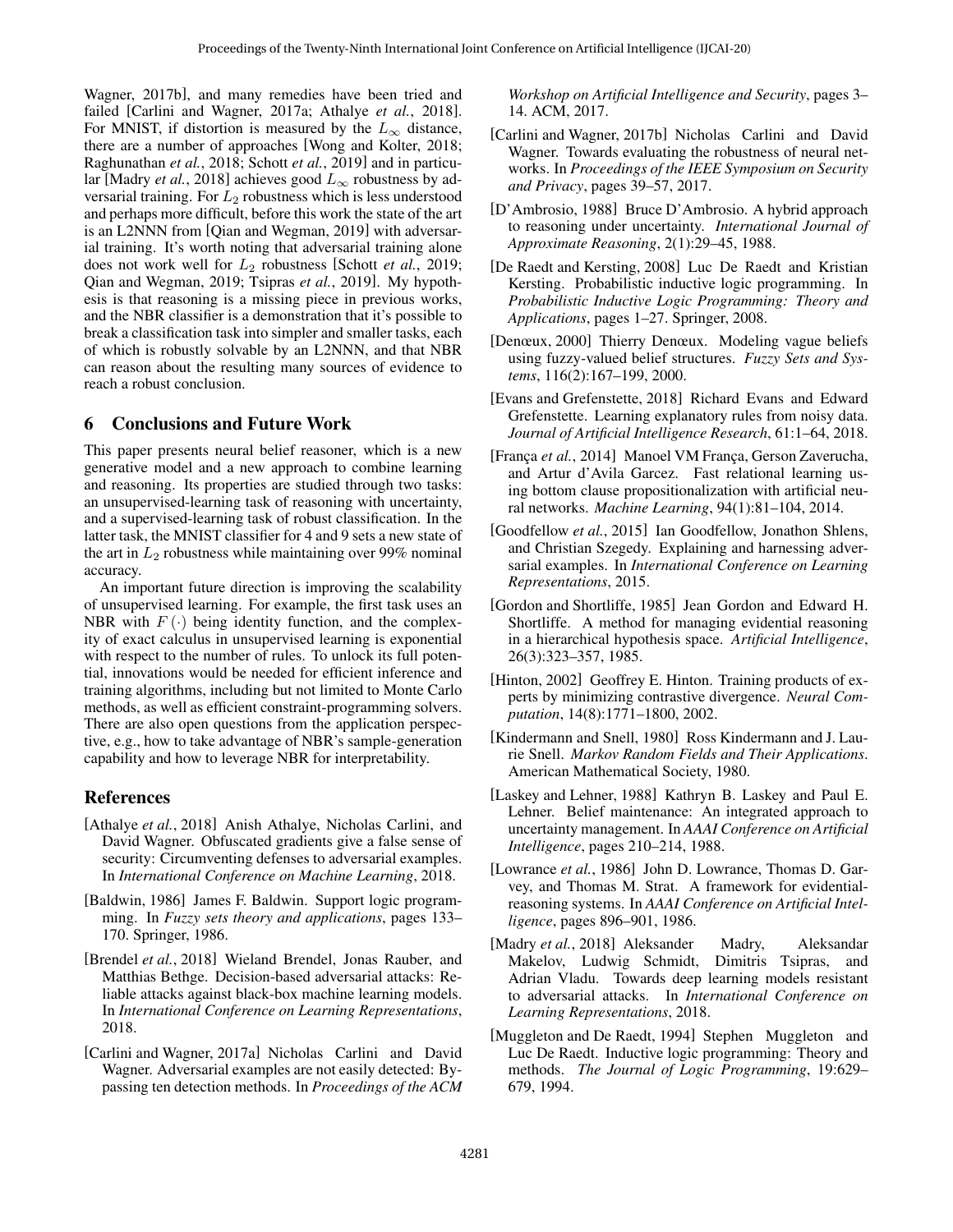Wagner, 2017b], and many remedies have been tried and failed [Carlini and Wagner, 2017a; Athalye *et al.*, 2018]. For MNIST, if distortion is measured by the $L_\infty$ distance, there are a number of approaches [Wong and Kolter, 2018; Raghunathan *et al.*, 2018; Schott *et al.*, 2019] and in particular [Madry *et al.*, 2018] achieves good $L_\infty$ robustness by adversarial training. For $L_2$ robustness which is less understood and perhaps more difficult, before this work the state of the art is an L2NNN from [Qian and Wegman, 2019] with adversarial training. It's worth noting that adversarial training alone does not work well for $L_2$ robustness [Schott *et al.*, 2019; Qian and Wegman, 2019; Tsipras *et al.*, 2019]. My hypothesis is that reasoning is a missing piece in previous works, and the NBR classifier is a demonstration that it's possible to break a classification task into simpler and smaller tasks, each of which is robustly solvable by an L2NNN, and that NBR can reason about the resulting many sources of evidence to reach a robust conclusion.

## 6 Conclusions and Future Work

This paper presents neural belief reasoner, which is a new generative model and a new approach to combine learning and reasoning. Its properties are studied through two tasks: an unsupervised-learning task of reasoning with uncertainty, and a supervised-learning task of robust classification. In the latter task, the MNIST classifier for 4 and 9 sets a new state of the art in $L_2$ robustness while maintaining over 99% nominal accuracy.

An important future direction is improving the scalability of unsupervised learning. For example, the first task uses an NBR with $F(\cdot)$ being identity function, and the complexity of exact calculus in unsupervised learning is exponential with respect to the number of rules. To unlock its full potential, innovations would be needed for efficient inference and training algorithms, including but not limited to Monte Carlo methods, as well as efficient constraint-programming solvers. There are also open questions from the application perspective, e.g., how to take advantage of NBR's sample-generation capability and how to leverage NBR for interpretability.

## References

[Athalye *et al.*, 2018] Anish Athalye, Nicholas Carlini, and David Wagner. Obfuscated gradients give a false sense of security: Circumventing defenses to adversarial examples. In *International Conference on Machine Learning*, 2018.

[Baldwin, 1986] James F. Baldwin. Support logic programming. In *Fuzzy sets theory and applications*, pages 133–170. Springer, 1986.

[Brendel *et al.*, 2018] Wieland Brendel, Jonas Rauber, and Matthias Bethge. Decision-based adversarial attacks: Reliable attacks against black-box machine learning models. In *International Conference on Learning Representations*, 2018.

[Carlini and Wagner, 2017a] Nicholas Carlini and David Wagner. Adversarial examples are not easily detected: Bypassing ten detection methods. In *Proceedings of the ACM Workshop on Artificial Intelligence and Security*, pages 3–14. ACM, 2017.

[Carlini and Wagner, 2017b] Nicholas Carlini and David Wagner. Towards evaluating the robustness of neural networks. In *Proceedings of the IEEE Symposium on Security and Privacy*, pages 39–57, 2017.

[D'Ambrosio, 1988] Bruce D'Ambrosio. A hybrid approach to reasoning under uncertainty. *International Journal of Approximate Reasoning*, 2(1):29–45, 1988.

[De Raedt and Kersting, 2008] Luc De Raedt and Kristian Kersting. Probabilistic inductive logic programming. In *Probabilistic Inductive Logic Programming: Theory and Applications*, pages 1–27. Springer, 2008.

[Denœux, 2000] Thierry Denœux. Modeling vague beliefs using fuzzy-valued belief structures. *Fuzzy Sets and Systems*, 116(2):167–199, 2000.

[Evans and Grefenstette, 2018] Richard Evans and Edward Grefenstette. Learning explanatory rules from noisy data. *Journal of Artificial Intelligence Research*, 61:1–64, 2018.

[França *et al.*, 2014] Manoel VM França, Gerson Zaverucha, and Artur d'Avila Garcez. Fast relational learning using bottom clause propositionalization with artificial neural networks. *Machine Learning*, 94(1):81–104, 2014.

[Goodfellow *et al.*, 2015] Ian Goodfellow, Jonathon Shlens, and Christian Szegedy. Explaining and harnessing adversarial examples. In *International Conference on Learning Representations*, 2015.

[Gordon and Shortliffe, 1985] Jean Gordon and Edward H. Shortliffe. A method for managing evidential reasoning in a hierarchical hypothesis space. *Artificial Intelligence*, 26(3):323–357, 1985.

[Hinton, 2002] Geoffrey E. Hinton. Training products of experts by minimizing contrastive divergence. *Neural Computation*, 14(8):1771–1800, 2002.

[Kindermann and Snell, 1980] Ross Kindermann and J. Laurie Snell. *Markov Random Fields and Their Applications*. American Mathematical Society, 1980.

[Laskey and Lehner, 1988] Kathryn B. Laskey and Paul E. Lehner. Belief maintenance: An integrated approach to uncertainty management. In *AAAI Conference on Artificial Intelligence*, pages 210–214, 1988.

[Lowrance *et al.*, 1986] John D. Lowrance, Thomas D. Garvey, and Thomas M. Strat. A framework for evidential-reasoning systems. In *AAAI Conference on Artificial Intelligence*, pages 896–901, 1986.

[Madry *et al.*, 2018] Aleksander Madry, Aleksandar Makelov, Ludwig Schmidt, Dimitris Tsipras, and Adrian Vladu. Towards deep learning models resistant to adversarial attacks. In *International Conference on Learning Representations*, 2018.

[Muggleton and De Raedt, 1994] Stephen Muggleton and Luc De Raedt. Inductive logic programming: Theory and methods. *The Journal of Logic Programming*, 19:629–679, 1994.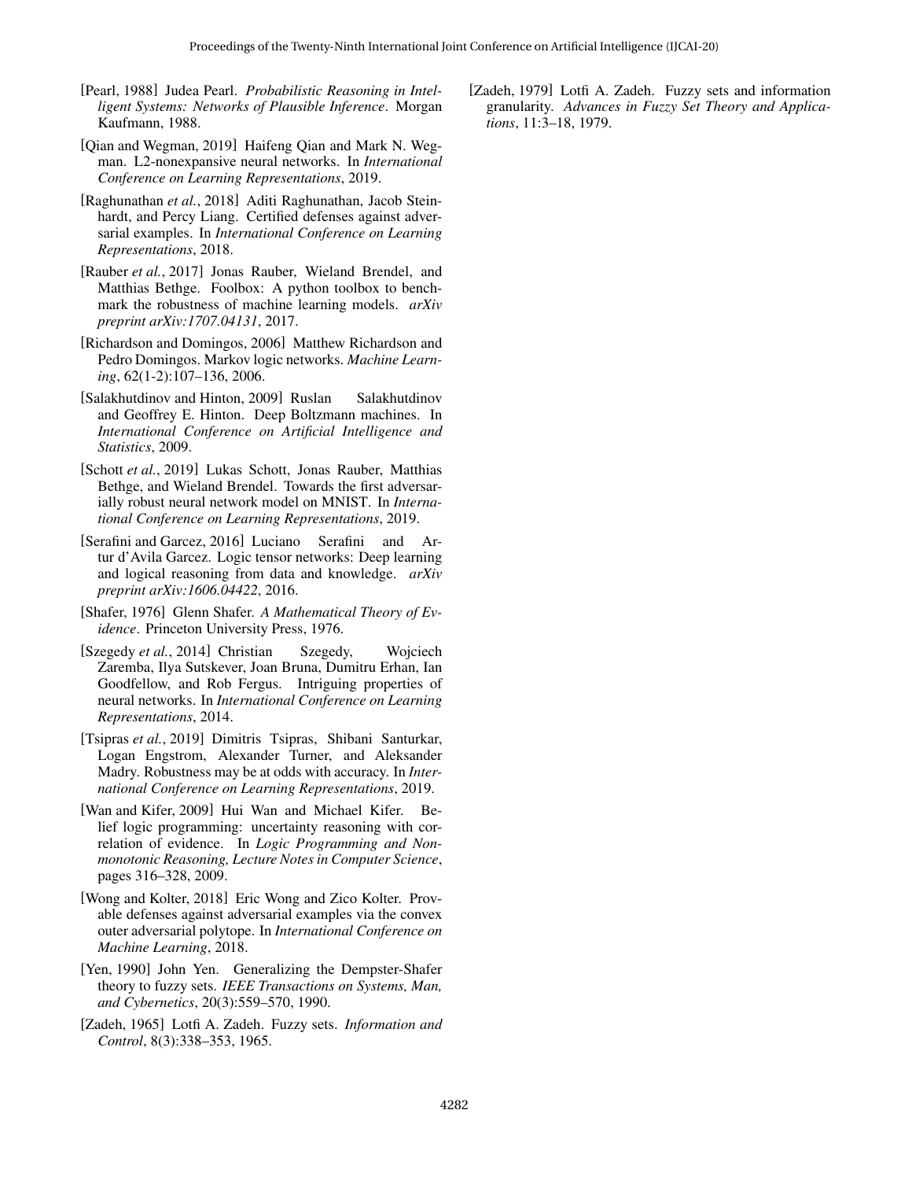[Pearl, 1988] Judea Pearl. *Probabilistic Reasoning in Intelligent Systems: Networks of Plausible Inference*. Morgan Kaufmann, 1988.

[Qian and Wegman, 2019] Haifeng Qian and Mark N. Wegman. L2-nonexpansive neural networks. In *International Conference on Learning Representations*, 2019.

[Raghunathan *et al.*, 2018] Aditi Raghunathan, Jacob Steinhardt, and Percy Liang. Certified defenses against adversarial examples. In *International Conference on Learning Representations*, 2018.

[Rauber *et al.*, 2017] Jonas Rauber, Wieland Brendel, and Matthias Bethge. Foolbox: A python toolbox to benchmark the robustness of machine learning models. *arXiv preprint arXiv:1707.04131*, 2017.

[Richardson and Domingos, 2006] Matthew Richardson and Pedro Domingos. Markov logic networks. *Machine Learning*, 62(1-2):107–136, 2006.

[Salakhutdinov and Hinton, 2009] Ruslan Salakhutdinov and Geoffrey E. Hinton. Deep Boltzmann machines. In *International Conference on Artificial Intelligence and Statistics*, 2009.

[Schott *et al.*, 2019] Lukas Schott, Jonas Rauber, Matthias Bethge, and Wieland Brendel. Towards the first adversarially robust neural network model on MNIST. In *International Conference on Learning Representations*, 2019.

[Serafini and Garcez, 2016] Luciano Serafini and Artur d'Avila Garcez. Logic tensor networks: Deep learning and logical reasoning from data and knowledge. *arXiv preprint arXiv:1606.04422*, 2016.

[Shafer, 1976] Glenn Shafer. *A Mathematical Theory of Evidence*. Princeton University Press, 1976.

[Szegedy *et al.*, 2014] Christian Szegedy, Wojciech Zaremba, Ilya Sutskever, Joan Bruna, Dumitru Erhan, Ian Goodfellow, and Rob Fergus. Intriguing properties of neural networks. In *International Conference on Learning Representations*, 2014.

[Tsipras *et al.*, 2019] Dimitris Tsipras, Shibani Santurkar, Logan Engstrom, Alexander Turner, and Aleksander Madry. Robustness may be at odds with accuracy. In *International Conference on Learning Representations*, 2019.

[Wan and Kifer, 2009] Hui Wan and Michael Kifer. Belief logic programming: uncertainty reasoning with correlation of evidence. In *Logic Programming and Nonmonotonic Reasoning, Lecture Notes in Computer Science*, pages 316–328, 2009.

[Wong and Kolter, 2018] Eric Wong and Zico Kolter. Provable defenses against adversarial examples via the convex outer adversarial polytope. In *International Conference on Machine Learning*, 2018.

[Yen, 1990] John Yen. Generalizing the Dempster-Shafer theory to fuzzy sets. *IEEE Transactions on Systems, Man, and Cybernetics*, 20(3):559–570, 1990.

[Zadeh, 1965] Lotfi A. Zadeh. Fuzzy sets. *Information and Control*, 8(3):338–353, 1965.

[Zadeh, 1979] Lotfi A. Zadeh. Fuzzy sets and information granularity. *Advances in Fuzzy Set Theory and Applications*, 11:3–18, 1979.